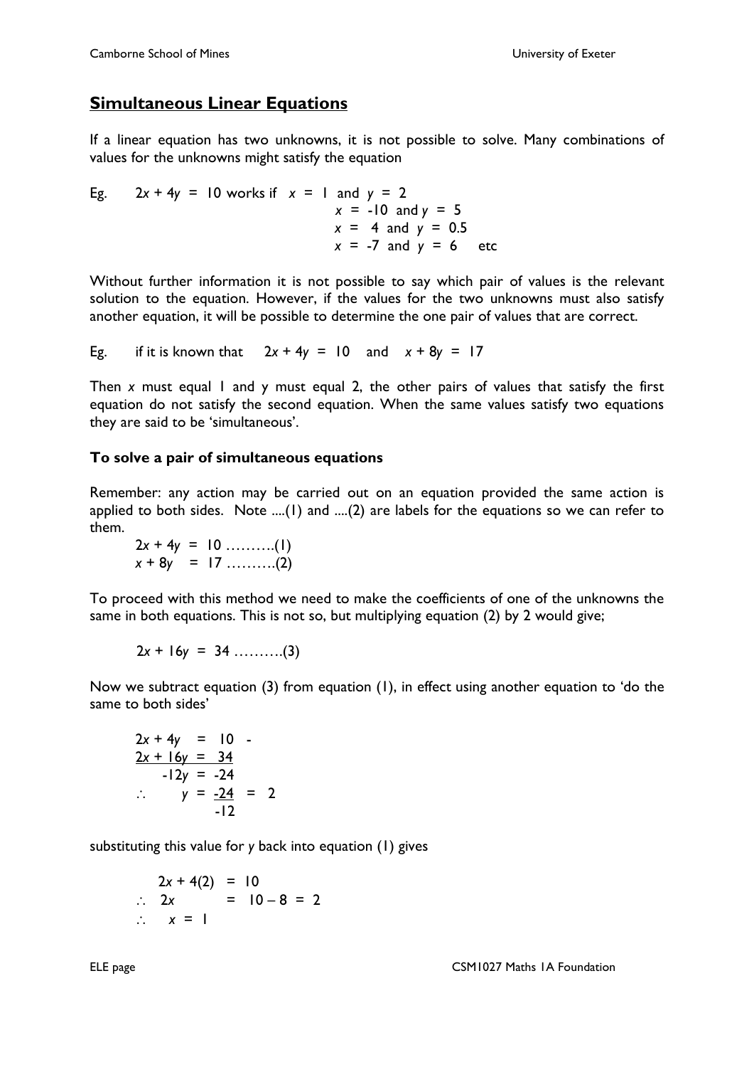## Simultaneous Linear Equations

If a linear equation has two unknowns, it is not possible to solve. Many combinations of values for the unknowns might satisfy the equation

Eg. $2x + 4y = 10$ works if $x = 1$ and $y = 2$
$x = -10$ and $y = 5$
$x = 4$ and $y = 0.5$
$x = -7$ and $y = 6$ etc

Without further information it is not possible to say which pair of values is the relevant solution to the equation. However, if the values for the two unknowns must also satisfy another equation, it will be possible to determine the one pair of values that are correct.

Eg. if it is known that $2x + 4y = 10$ and $x + 8y = 17$

Then $x$ must equal 1 and y must equal 2, the other pairs of values that satisfy the first equation do not satisfy the second equation. When the same values satisfy two equations they are said to be 'simultaneous'.

### To solve a pair of simultaneous equations

Remember: any action may be carried out on an equation provided the same action is applied to both sides. Note ....(1) and ....(2) are labels for the equations so we can refer to them.

$$2x + 4y = 10 \quad \ldots\ldots\ldots(1)$$
$$x + 8y = 17 \quad \ldots\ldots\ldots(2)$$

To proceed with this method we need to make the coefficients of one of the unknowns the same in both equations. This is not so, but multiplying equation (2) by 2 would give;

$$2x + 16y = 34 \quad \ldots\ldots\ldots(3)$$

Now we subtract equation (3) from equation (1), in effect using another equation to 'do the same to both sides'

$$\begin{array}{r} 2x + 4y = 10 \quad - \\ \underline{2x + 16y = 34} \\ -12y = -24 \end{array}$$

$$\therefore \quad y = \frac{-24}{-12} = 2$$

substituting this value for $y$ back into equation (1) gives

$$2x + 4(2) = 10$$
$$\therefore \quad 2x = 10 - 8 = 2$$
$$\therefore \quad x = 1$$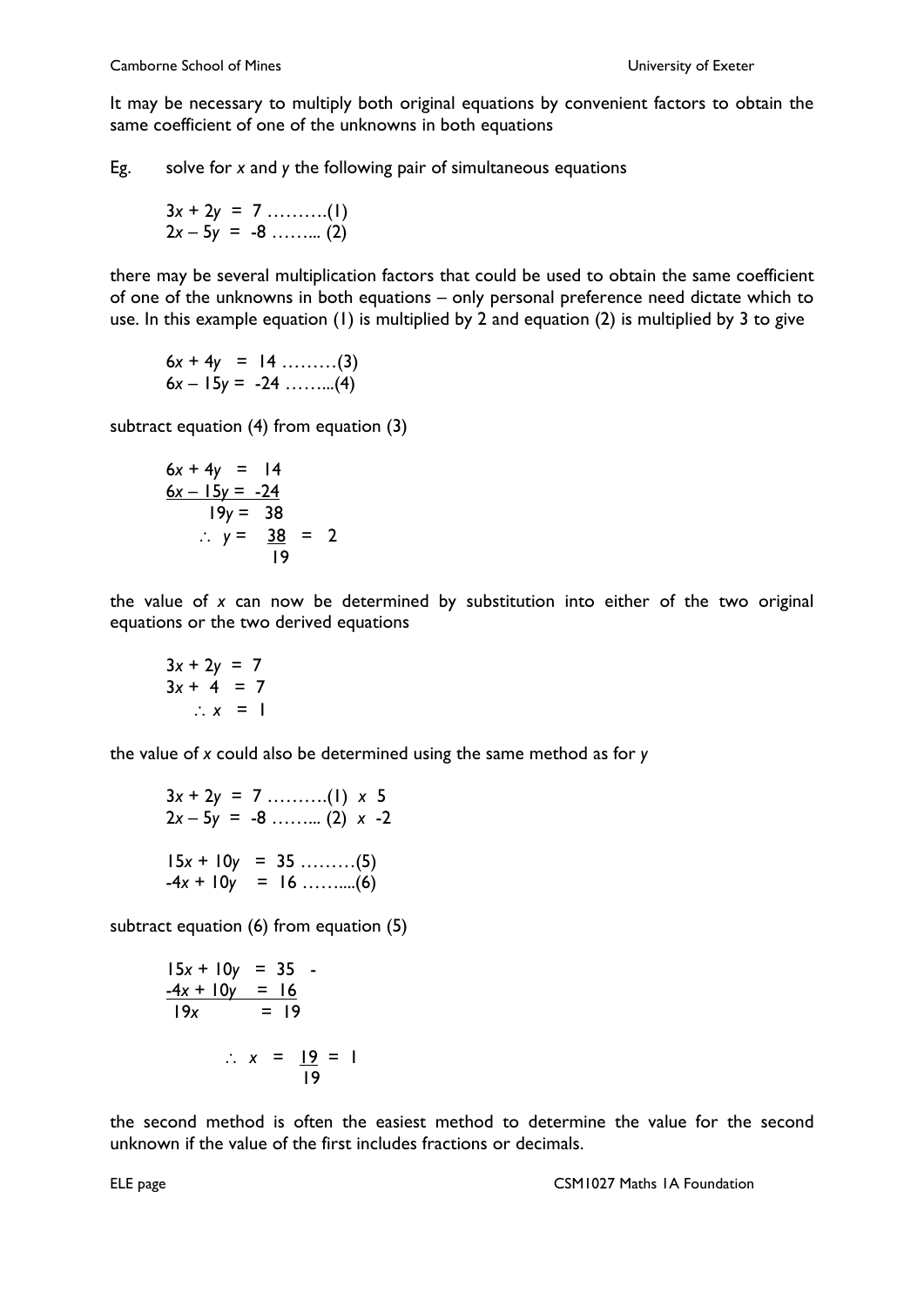It may be necessary to multiply both original equations by convenient factors to obtain the same coefficient of one of the unknowns in both equations

Eg. solve for $x$ and $y$ the following pair of simultaneous equations

$$3x + 2y = 7 \quad \ldots\ldots\ldots(1)$$
$$2x - 5y = -8 \quad \ldots\ldots\ldots(2)$$

there may be several multiplication factors that could be used to obtain the same coefficient of one of the unknowns in both equations – only personal preference need dictate which to use. In this example equation (1) is multiplied by 2 and equation (2) is multiplied by 3 to give

$$6x + 4y = 14 \quad \ldots\ldots\ldots(3)$$
$$6x - 15y = -24 \quad \ldots\ldots\ldots(4)$$

subtract equation (4) from equation (3)

$$\begin{aligned} 6x + 4y &= 14 \\ \underline{6x - 15y} &= \underline{-24} \\ 19y &= 38 \\ \therefore\ y &= \frac{38}{19} = 2 \end{aligned}$$

the value of $x$ can now be determined by substitution into either of the two original equations or the two derived equations

$$\begin{aligned} 3x + 2y &= 7 \\ 3x + 4 &= 7 \\ \therefore\ x &= 1 \end{aligned}$$

the value of $x$ could also be determined using the same method as for $y$

$$3x + 2y = 7 \quad \ldots\ldots\ldots(1) \ \times\ 5$$
$$2x - 5y = -8 \quad \ldots\ldots\ldots(2) \ \times\ -2$$

$$15x + 10y = 35 \quad \ldots\ldots\ldots(5)$$
$$-4x + 10y = 16 \quad \ldots\ldots\ldots(6)$$

subtract equation (6) from equation (5)

$$\begin{aligned} 15x + 10y &= 35 \quad - \\ \underline{-4x + 10y} &= \underline{16} \\ 19x \qquad &= 19 \\ \therefore\ x &= \frac{19}{19} = 1 \end{aligned}$$

the second method is often the easiest method to determine the value for the second unknown if the value of the first includes fractions or decimals.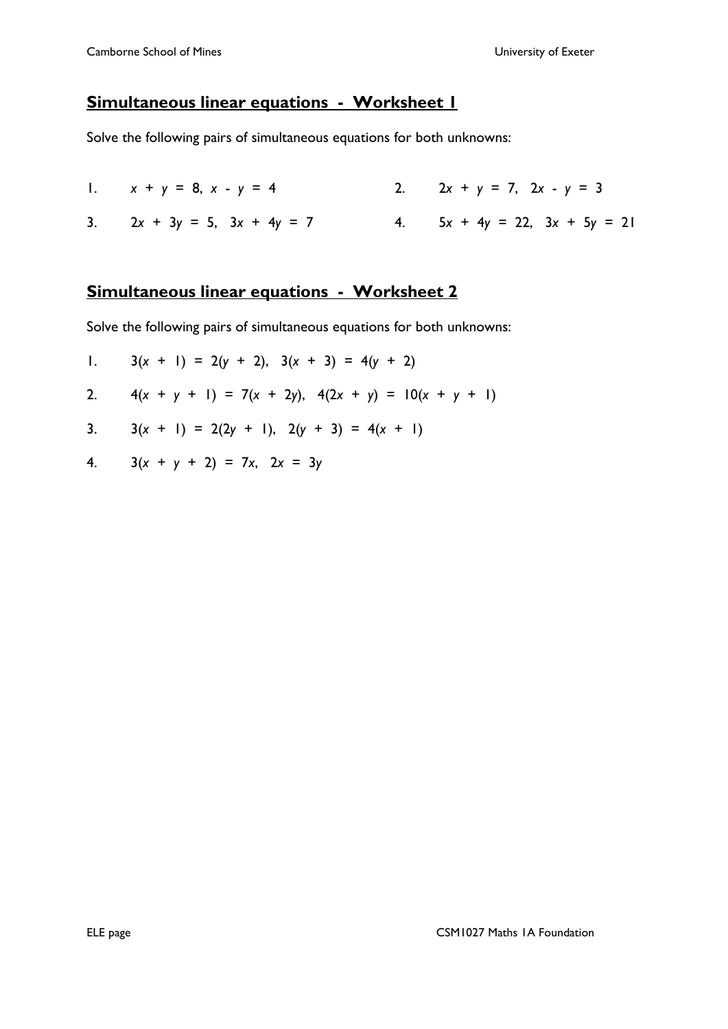## Simultaneous linear equations - Worksheet 1

Solve the following pairs of simultaneous equations for both unknowns:

1. $x + y = 8, \; x - y = 4$
2. $2x + y = 7, \; 2x - y = 3$
3. $2x + 3y = 5, \; 3x + 4y = 7$
4. $5x + 4y = 22, \; 3x + 5y = 21$

## Simultaneous linear equations - Worksheet 2

Solve the following pairs of simultaneous equations for both unknowns:

1. $3(x + 1) = 2(y + 2), \; 3(x + 3) = 4(y + 2)$
2. $4(x + y + 1) = 7(x + 2y), \; 4(2x + y) = 10(x + y + 1)$
3. $3(x + 1) = 2(2y + 1), \; 2(y + 3) = 4(x + 1)$
4. $3(x + y + 2) = 7x, \; 2x = 3y$